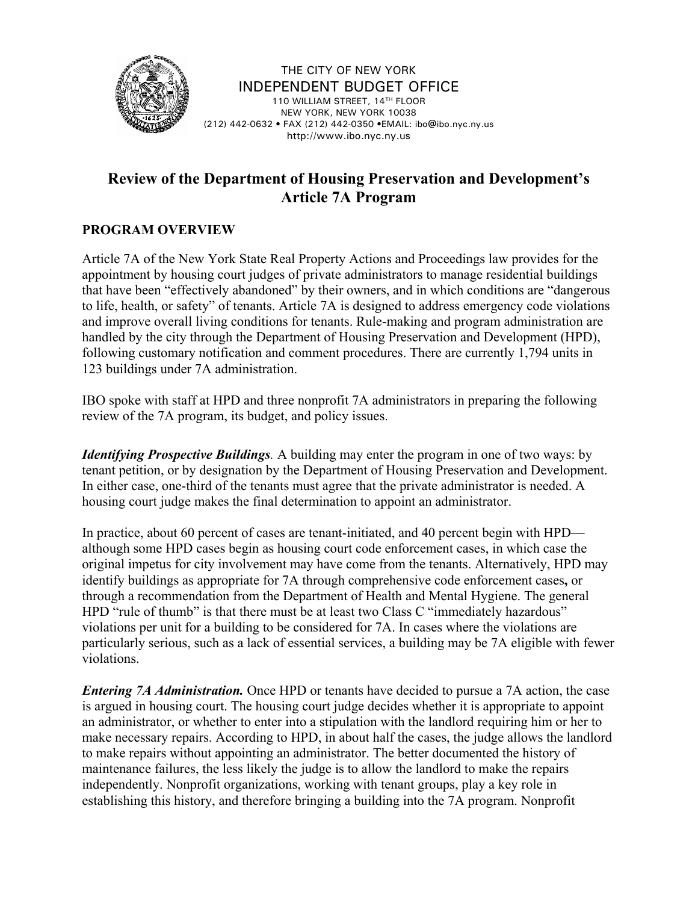THE CITY OF NEW YORK
INDEPENDENT BUDGET OFFICE
110 WILLIAM STREET, 14TH FLOOR
NEW YORK, NEW YORK 10038
(212) 442-0632 • FAX (212) 442-0350 •EMAIL: ibo@ibo.nyc.ny.us
http://www.ibo.nyc.ny.us

# Review of the Department of Housing Preservation and Development's Article 7A Program

## PROGRAM OVERVIEW

Article 7A of the New York State Real Property Actions and Proceedings law provides for the appointment by housing court judges of private administrators to manage residential buildings that have been "effectively abandoned" by their owners, and in which conditions are "dangerous to life, health, or safety" of tenants. Article 7A is designed to address emergency code violations and improve overall living conditions for tenants. Rule-making and program administration are handled by the city through the Department of Housing Preservation and Development (HPD), following customary notification and comment procedures. There are currently 1,794 units in 123 buildings under 7A administration.

IBO spoke with staff at HPD and three nonprofit 7A administrators in preparing the following review of the 7A program, its budget, and policy issues.

***Identifying Prospective Buildings***. A building may enter the program in one of two ways: by tenant petition, or by designation by the Department of Housing Preservation and Development. In either case, one-third of the tenants must agree that the private administrator is needed. A housing court judge makes the final determination to appoint an administrator.

In practice, about 60 percent of cases are tenant-initiated, and 40 percent begin with HPD—although some HPD cases begin as housing court code enforcement cases, in which case the original impetus for city involvement may have come from the tenants. Alternatively, HPD may identify buildings as appropriate for 7A through comprehensive code enforcement cases**,** or through a recommendation from the Department of Health and Mental Hygiene. The general HPD "rule of thumb" is that there must be at least two Class C "immediately hazardous" violations per unit for a building to be considered for 7A. In cases where the violations are particularly serious, such as a lack of essential services, a building may be 7A eligible with fewer violations.

***Entering 7A Administration.*** Once HPD or tenants have decided to pursue a 7A action, the case is argued in housing court. The housing court judge decides whether it is appropriate to appoint an administrator, or whether to enter into a stipulation with the landlord requiring him or her to make necessary repairs. According to HPD, in about half the cases, the judge allows the landlord to make repairs without appointing an administrator. The better documented the history of maintenance failures, the less likely the judge is to allow the landlord to make the repairs independently. Nonprofit organizations, working with tenant groups, play a key role in establishing this history, and therefore bringing a building into the 7A program. Nonprofit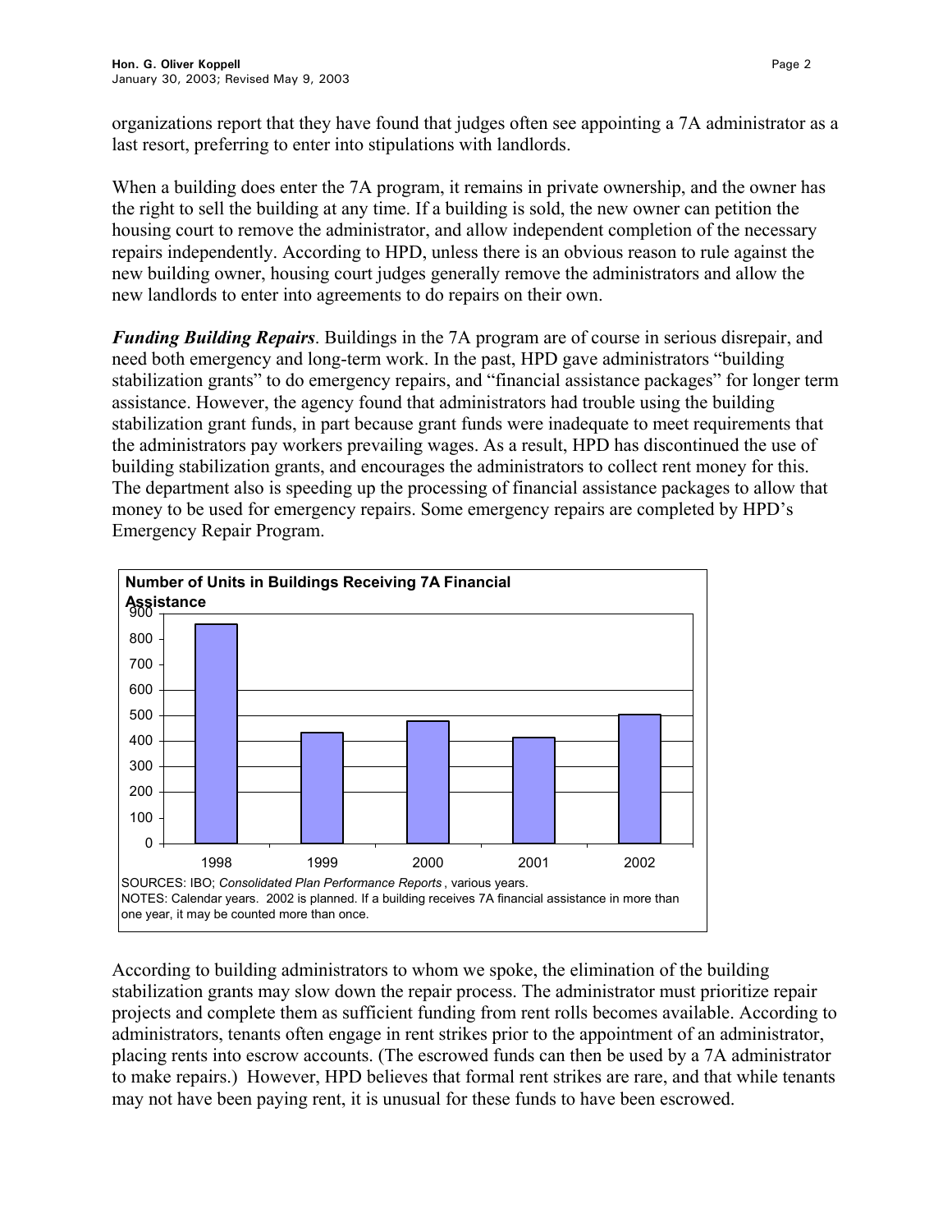organizations report that they have found that judges often see appointing a 7A administrator as a last resort, preferring to enter into stipulations with landlords.

When a building does enter the 7A program, it remains in private ownership, and the owner has the right to sell the building at any time. If a building is sold, the new owner can petition the housing court to remove the administrator, and allow independent completion of the necessary repairs independently. According to HPD, unless there is an obvious reason to rule against the new building owner, housing court judges generally remove the administrators and allow the new landlords to enter into agreements to do repairs on their own.

***Funding Building Repairs***. Buildings in the 7A program are of course in serious disrepair, and need both emergency and long-term work. In the past, HPD gave administrators "building stabilization grants" to do emergency repairs, and "financial assistance packages" for longer term assistance. However, the agency found that administrators had trouble using the building stabilization grant funds, in part because grant funds were inadequate to meet requirements that the administrators pay workers prevailing wages. As a result, HPD has discontinued the use of building stabilization grants, and encourages the administrators to collect rent money for this. The department also is speeding up the processing of financial assistance packages to allow that money to be used for emergency repairs. Some emergency repairs are completed by HPD's Emergency Repair Program.

**Number of Units in Buildings Receiving 7A Financial Assistance**

SOURCES: IBO; *Consolidated Plan Performance Reports*, various years.
NOTES: Calendar years. 2002 is planned. If a building receives 7A financial assistance in more than one year, it may be counted more than once.

According to building administrators to whom we spoke, the elimination of the building stabilization grants may slow down the repair process. The administrator must prioritize repair projects and complete them as sufficient funding from rent rolls becomes available. According to administrators, tenants often engage in rent strikes prior to the appointment of an administrator, placing rents into escrow accounts. (The escrowed funds can then be used by a 7A administrator to make repairs.) However, HPD believes that formal rent strikes are rare, and that while tenants may not have been paying rent, it is unusual for these funds to have been escrowed.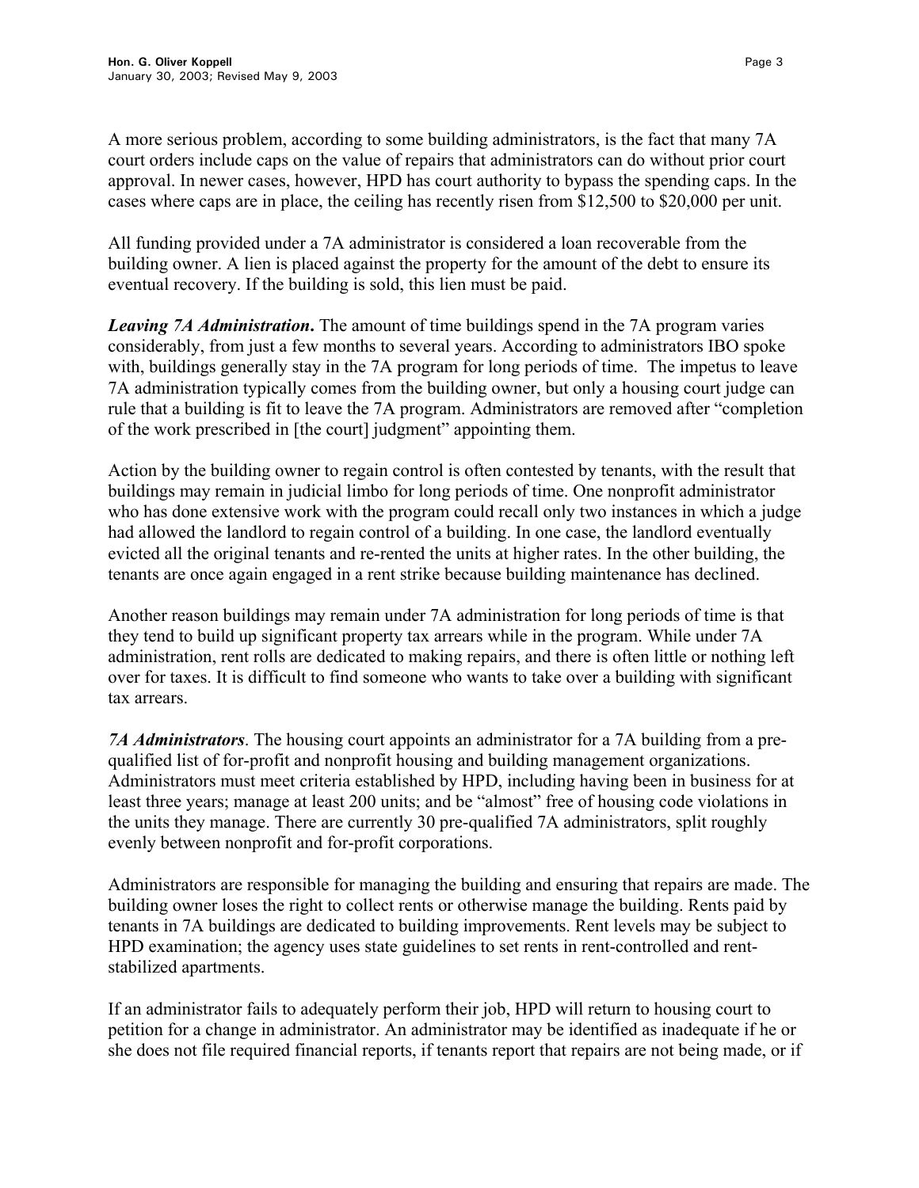A more serious problem, according to some building administrators, is the fact that many 7A court orders include caps on the value of repairs that administrators can do without prior court approval. In newer cases, however, HPD has court authority to bypass the spending caps. In the cases where caps are in place, the ceiling has recently risen from $12,500 to $20,000 per unit.

All funding provided under a 7A administrator is considered a loan recoverable from the building owner. A lien is placed against the property for the amount of the debt to ensure its eventual recovery. If the building is sold, this lien must be paid.

***Leaving 7A Administration*.** The amount of time buildings spend in the 7A program varies considerably, from just a few months to several years. According to administrators IBO spoke with, buildings generally stay in the 7A program for long periods of time. The impetus to leave 7A administration typically comes from the building owner, but only a housing court judge can rule that a building is fit to leave the 7A program. Administrators are removed after "completion of the work prescribed in [the court] judgment" appointing them.

Action by the building owner to regain control is often contested by tenants, with the result that buildings may remain in judicial limbo for long periods of time. One nonprofit administrator who has done extensive work with the program could recall only two instances in which a judge had allowed the landlord to regain control of a building. In one case, the landlord eventually evicted all the original tenants and re-rented the units at higher rates. In the other building, the tenants are once again engaged in a rent strike because building maintenance has declined.

Another reason buildings may remain under 7A administration for long periods of time is that they tend to build up significant property tax arrears while in the program. While under 7A administration, rent rolls are dedicated to making repairs, and there is often little or nothing left over for taxes. It is difficult to find someone who wants to take over a building with significant tax arrears.

***7A Administrators***. The housing court appoints an administrator for a 7A building from a pre-qualified list of for-profit and nonprofit housing and building management organizations. Administrators must meet criteria established by HPD, including having been in business for at least three years; manage at least 200 units; and be "almost" free of housing code violations in the units they manage. There are currently 30 pre-qualified 7A administrators, split roughly evenly between nonprofit and for-profit corporations.

Administrators are responsible for managing the building and ensuring that repairs are made. The building owner loses the right to collect rents or otherwise manage the building. Rents paid by tenants in 7A buildings are dedicated to building improvements. Rent levels may be subject to HPD examination; the agency uses state guidelines to set rents in rent-controlled and rent-stabilized apartments.

If an administrator fails to adequately perform their job, HPD will return to housing court to petition for a change in administrator. An administrator may be identified as inadequate if he or she does not file required financial reports, if tenants report that repairs are not being made, or if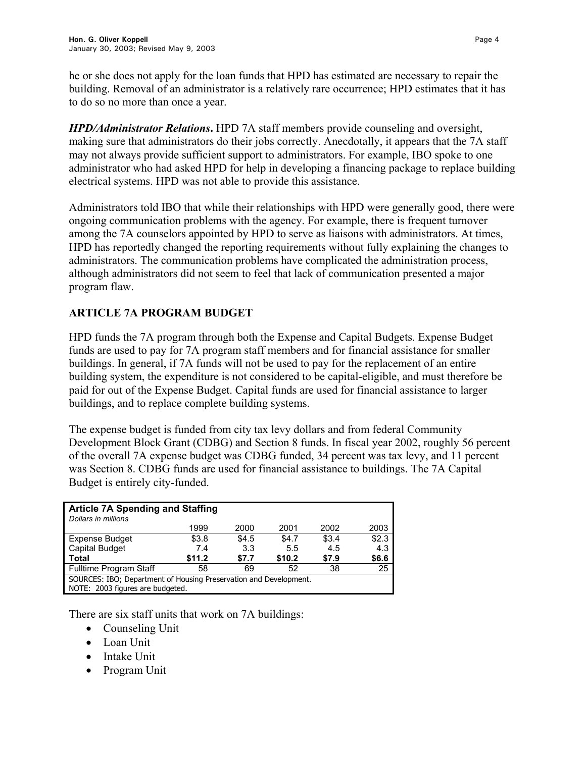he or she does not apply for the loan funds that HPD has estimated are necessary to repair the building. Removal of an administrator is a relatively rare occurrence; HPD estimates that it has to do so no more than once a year.

***HPD/Administrator Relations*.** HPD 7A staff members provide counseling and oversight, making sure that administrators do their jobs correctly. Anecdotally, it appears that the 7A staff may not always provide sufficient support to administrators. For example, IBO spoke to one administrator who had asked HPD for help in developing a financing package to replace building electrical systems. HPD was not able to provide this assistance.

Administrators told IBO that while their relationships with HPD were generally good, there were ongoing communication problems with the agency. For example, there is frequent turnover among the 7A counselors appointed by HPD to serve as liaisons with administrators. At times, HPD has reportedly changed the reporting requirements without fully explaining the changes to administrators. The communication problems have complicated the administration process, although administrators did not seem to feel that lack of communication presented a major program flaw.

## ARTICLE 7A PROGRAM BUDGET

HPD funds the 7A program through both the Expense and Capital Budgets. Expense Budget funds are used to pay for 7A program staff members and for financial assistance for smaller buildings. In general, if 7A funds will not be used to pay for the replacement of an entire building system, the expenditure is not considered to be capital-eligible, and must therefore be paid for out of the Expense Budget. Capital funds are used for financial assistance to larger buildings, and to replace complete building systems.

The expense budget is funded from city tax levy dollars and from federal Community Development Block Grant (CDBG) and Section 8 funds. In fiscal year 2002, roughly 56 percent of the overall 7A expense budget was CDBG funded, 34 percent was tax levy, and 11 percent was Section 8. CDBG funds are used for financial assistance to buildings. The 7A Capital Budget is entirely city-funded.

**Article 7A Spending and Staffing**
*Dollars in millions*

| | 1999 | 2000 | 2001 | 2002 | 2003 |
|---|---|---|---|---|---|
| Expense Budget | $3.8 | $4.5 | $4.7 | $3.4 | $2.3 |
| Capital Budget | 7.4 | 3.3 | 5.5 | 4.5 | 4.3 |
| **Total** | **$11.2** | **$7.7** | **$10.2** | **$7.9** | **$6.6** |
| Fulltime Program Staff | 58 | 69 | 52 | 38 | 25 |

SOURCES: IBO; Department of Housing Preservation and Development.
NOTE: 2003 figures are budgeted.

There are six staff units that work on 7A buildings:

- Counseling Unit
- Loan Unit
- Intake Unit
- Program Unit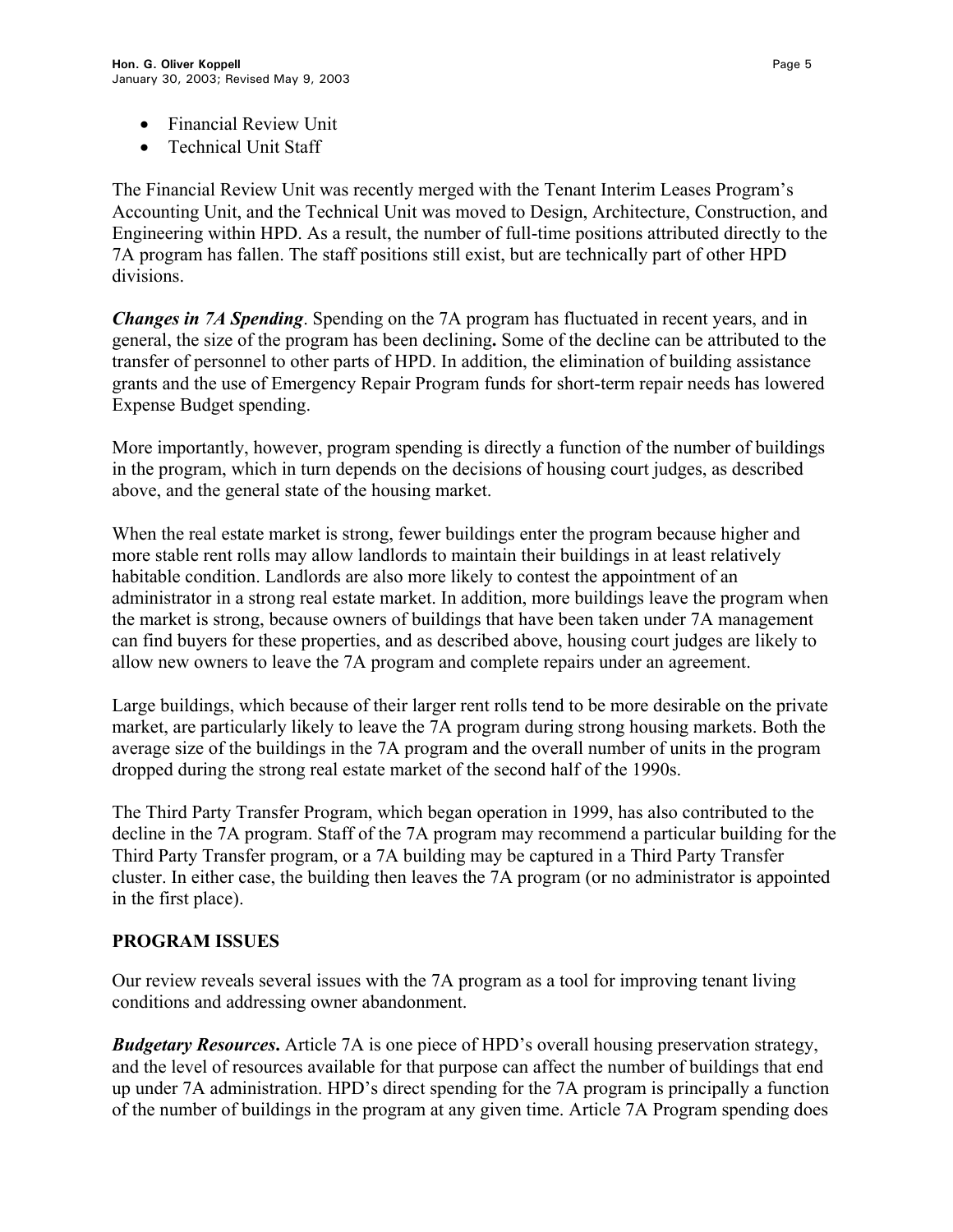- Financial Review Unit
- Technical Unit Staff

The Financial Review Unit was recently merged with the Tenant Interim Leases Program's Accounting Unit, and the Technical Unit was moved to Design, Architecture, Construction, and Engineering within HPD. As a result, the number of full-time positions attributed directly to the 7A program has fallen. The staff positions still exist, but are technically part of other HPD divisions.

***Changes in 7A Spending***. Spending on the 7A program has fluctuated in recent years, and in general, the size of the program has been declining**.** Some of the decline can be attributed to the transfer of personnel to other parts of HPD. In addition, the elimination of building assistance grants and the use of Emergency Repair Program funds for short-term repair needs has lowered Expense Budget spending.

More importantly, however, program spending is directly a function of the number of buildings in the program, which in turn depends on the decisions of housing court judges, as described above, and the general state of the housing market.

When the real estate market is strong, fewer buildings enter the program because higher and more stable rent rolls may allow landlords to maintain their buildings in at least relatively habitable condition. Landlords are also more likely to contest the appointment of an administrator in a strong real estate market. In addition, more buildings leave the program when the market is strong, because owners of buildings that have been taken under 7A management can find buyers for these properties, and as described above, housing court judges are likely to allow new owners to leave the 7A program and complete repairs under an agreement.

Large buildings, which because of their larger rent rolls tend to be more desirable on the private market, are particularly likely to leave the 7A program during strong housing markets. Both the average size of the buildings in the 7A program and the overall number of units in the program dropped during the strong real estate market of the second half of the 1990s.

The Third Party Transfer Program, which began operation in 1999, has also contributed to the decline in the 7A program. Staff of the 7A program may recommend a particular building for the Third Party Transfer program, or a 7A building may be captured in a Third Party Transfer cluster. In either case, the building then leaves the 7A program (or no administrator is appointed in the first place).

## PROGRAM ISSUES

Our review reveals several issues with the 7A program as a tool for improving tenant living conditions and addressing owner abandonment.

***Budgetary Resources*****.** Article 7A is one piece of HPD's overall housing preservation strategy, and the level of resources available for that purpose can affect the number of buildings that end up under 7A administration. HPD's direct spending for the 7A program is principally a function of the number of buildings in the program at any given time. Article 7A Program spending does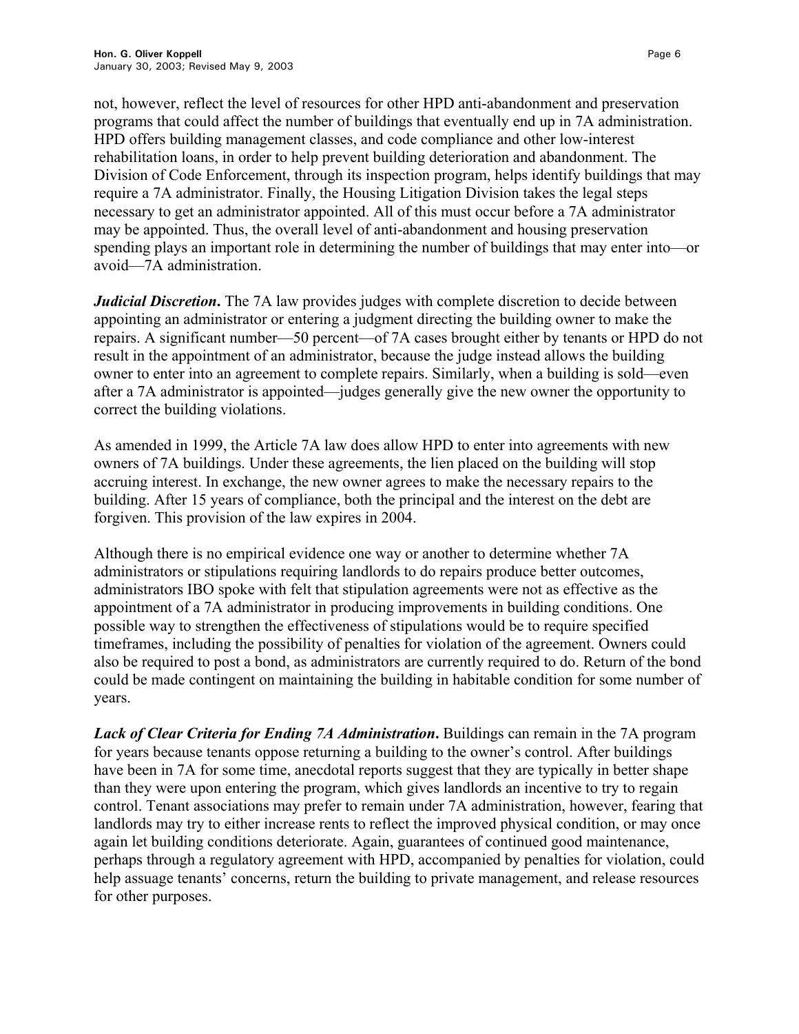not, however, reflect the level of resources for other HPD anti-abandonment and preservation programs that could affect the number of buildings that eventually end up in 7A administration. HPD offers building management classes, and code compliance and other low-interest rehabilitation loans, in order to help prevent building deterioration and abandonment. The Division of Code Enforcement, through its inspection program, helps identify buildings that may require a 7A administrator. Finally, the Housing Litigation Division takes the legal steps necessary to get an administrator appointed. All of this must occur before a 7A administrator may be appointed. Thus, the overall level of anti-abandonment and housing preservation spending plays an important role in determining the number of buildings that may enter into—or avoid—7A administration.

***Judicial Discretion*.** The 7A law provides judges with complete discretion to decide between appointing an administrator or entering a judgment directing the building owner to make the repairs. A significant number—50 percent—of 7A cases brought either by tenants or HPD do not result in the appointment of an administrator, because the judge instead allows the building owner to enter into an agreement to complete repairs. Similarly, when a building is sold—even after a 7A administrator is appointed—judges generally give the new owner the opportunity to correct the building violations.

As amended in 1999, the Article 7A law does allow HPD to enter into agreements with new owners of 7A buildings. Under these agreements, the lien placed on the building will stop accruing interest. In exchange, the new owner agrees to make the necessary repairs to the building. After 15 years of compliance, both the principal and the interest on the debt are forgiven. This provision of the law expires in 2004.

Although there is no empirical evidence one way or another to determine whether 7A administrators or stipulations requiring landlords to do repairs produce better outcomes, administrators IBO spoke with felt that stipulation agreements were not as effective as the appointment of a 7A administrator in producing improvements in building conditions. One possible way to strengthen the effectiveness of stipulations would be to require specified timeframes, including the possibility of penalties for violation of the agreement. Owners could also be required to post a bond, as administrators are currently required to do. Return of the bond could be made contingent on maintaining the building in habitable condition for some number of years.

***Lack of Clear Criteria for Ending 7A Administration*.** Buildings can remain in the 7A program for years because tenants oppose returning a building to the owner's control. After buildings have been in 7A for some time, anecdotal reports suggest that they are typically in better shape than they were upon entering the program, which gives landlords an incentive to try to regain control. Tenant associations may prefer to remain under 7A administration, however, fearing that landlords may try to either increase rents to reflect the improved physical condition, or may once again let building conditions deteriorate. Again, guarantees of continued good maintenance, perhaps through a regulatory agreement with HPD, accompanied by penalties for violation, could help assuage tenants' concerns, return the building to private management, and release resources for other purposes.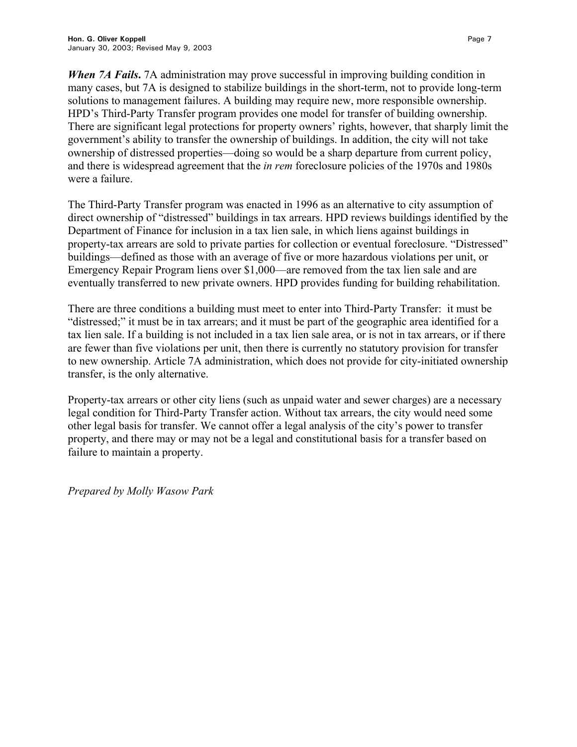***When 7A Fails*.** 7A administration may prove successful in improving building condition in many cases, but 7A is designed to stabilize buildings in the short-term, not to provide long-term solutions to management failures. A building may require new, more responsible ownership. HPD's Third-Party Transfer program provides one model for transfer of building ownership. There are significant legal protections for property owners' rights, however, that sharply limit the government's ability to transfer the ownership of buildings. In addition, the city will not take ownership of distressed properties—doing so would be a sharp departure from current policy, and there is widespread agreement that the *in rem* foreclosure policies of the 1970s and 1980s were a failure.

The Third-Party Transfer program was enacted in 1996 as an alternative to city assumption of direct ownership of "distressed" buildings in tax arrears. HPD reviews buildings identified by the Department of Finance for inclusion in a tax lien sale, in which liens against buildings in property-tax arrears are sold to private parties for collection or eventual foreclosure. "Distressed" buildings—defined as those with an average of five or more hazardous violations per unit, or Emergency Repair Program liens over $1,000—are removed from the tax lien sale and are eventually transferred to new private owners. HPD provides funding for building rehabilitation.

There are three conditions a building must meet to enter into Third-Party Transfer: it must be "distressed;" it must be in tax arrears; and it must be part of the geographic area identified for a tax lien sale. If a building is not included in a tax lien sale area, or is not in tax arrears, or if there are fewer than five violations per unit, then there is currently no statutory provision for transfer to new ownership. Article 7A administration, which does not provide for city-initiated ownership transfer, is the only alternative.

Property-tax arrears or other city liens (such as unpaid water and sewer charges) are a necessary legal condition for Third-Party Transfer action. Without tax arrears, the city would need some other legal basis for transfer. We cannot offer a legal analysis of the city's power to transfer property, and there may or may not be a legal and constitutional basis for a transfer based on failure to maintain a property.

*Prepared by Molly Wasow Park*